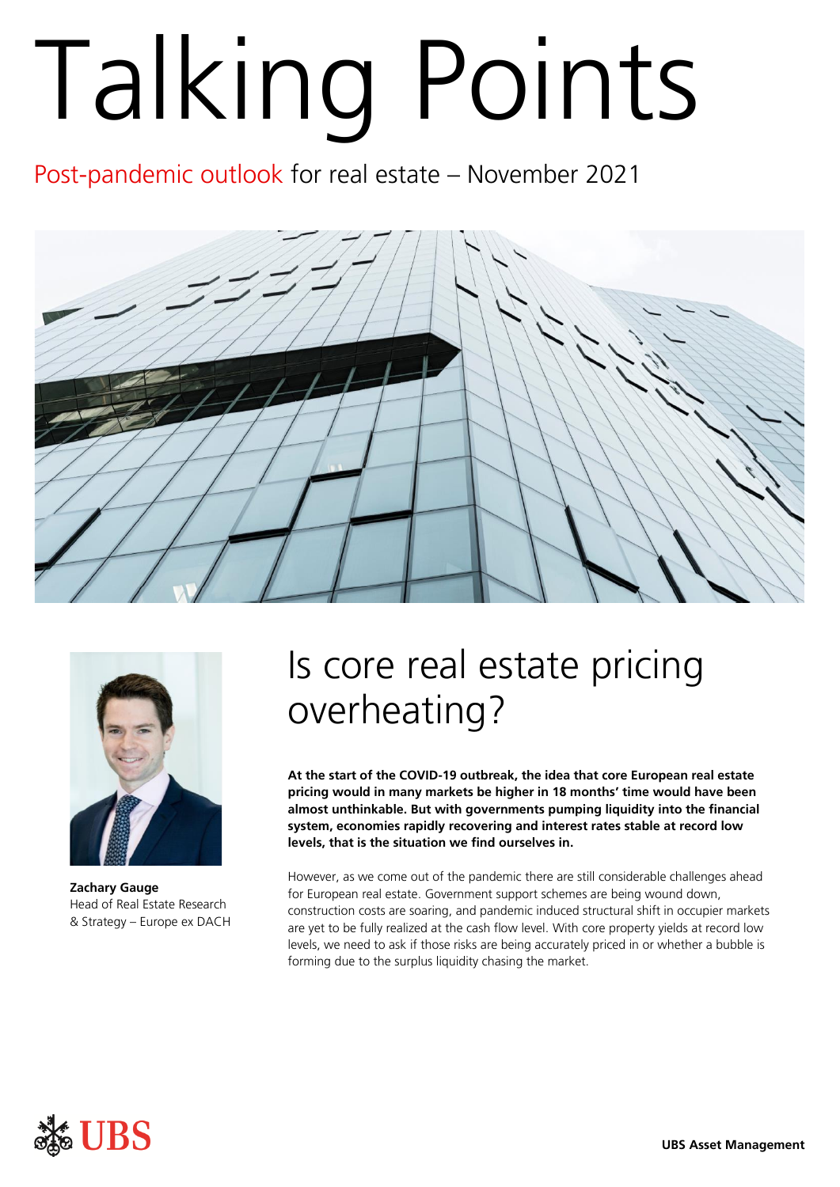# Talking Points

Post-pandemic outlook for real estate – November 2021

**Zachary Gauge**
Head of Real Estate Research & Strategy – Europe ex DACH

## Is core real estate pricing overheating?

**At the start of the COVID-19 outbreak, the idea that core European real estate pricing would in many markets be higher in 18 months' time would have been almost unthinkable. But with governments pumping liquidity into the financial system, economies rapidly recovering and interest rates stable at record low levels, that is the situation we find ourselves in.**

However, as we come out of the pandemic there are still considerable challenges ahead for European real estate. Government support schemes are being wound down, construction costs are soaring, and pandemic induced structural shift in occupier markets are yet to be fully realized at the cash flow level. With core property yields at record low levels, we need to ask if those risks are being accurately priced in or whether a bubble is forming due to the surplus liquidity chasing the market.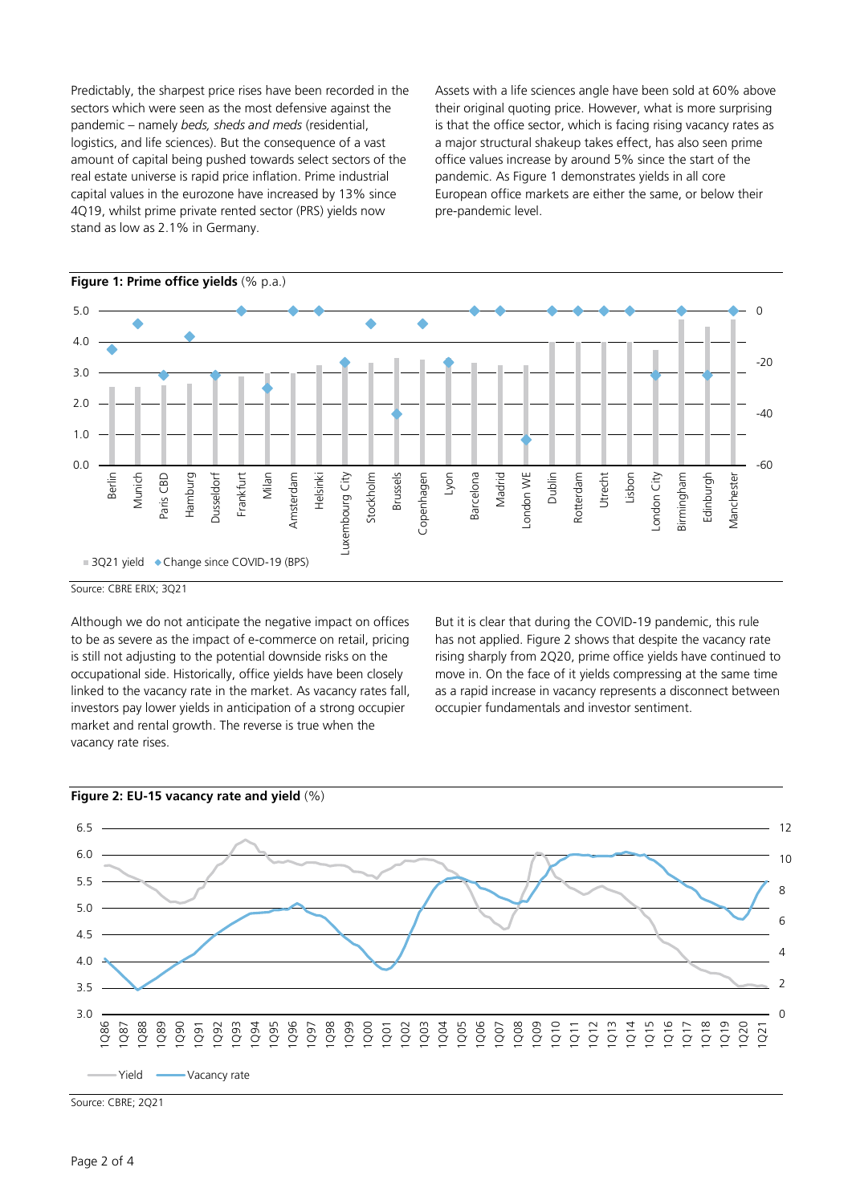Predictably, the sharpest price rises have been recorded in the sectors which were seen as the most defensive against the pandemic – namely *beds, sheds and meds* (residential, logistics, and life sciences). But the consequence of a vast amount of capital being pushed towards select sectors of the real estate universe is rapid price inflation. Prime industrial capital values in the eurozone have increased by 13% since 4Q19, whilst prime private rented sector (PRS) yields now stand as low as 2.1% in Germany.

Assets with a life sciences angle have been sold at 60% above their original quoting price. However, what is more surprising is that the office sector, which is facing rising vacancy rates as a major structural shakeup takes effect, has also seen prime office values increase by around 5% since the start of the pandemic. As Figure 1 demonstrates yields in all core European office markets are either the same, or below their pre-pandemic level.

**Figure 1: Prime office yields** (% p.a.)

Source: CBRE ERIX; 3Q21

Although we do not anticipate the negative impact on offices to be as severe as the impact of e-commerce on retail, pricing is still not adjusting to the potential downside risks on the occupational side. Historically, office yields have been closely linked to the vacancy rate in the market. As vacancy rates fall, investors pay lower yields in anticipation of a strong occupier market and rental growth. The reverse is true when the vacancy rate rises.

But it is clear that during the COVID-19 pandemic, this rule has not applied. Figure 2 shows that despite the vacancy rate rising sharply from 2Q20, prime office yields have continued to move in. On the face of it yields compressing at the same time as a rapid increase in vacancy represents a disconnect between occupier fundamentals and investor sentiment.

**Figure 2: EU-15 vacancy rate and yield** (%)

Source: CBRE; 2Q21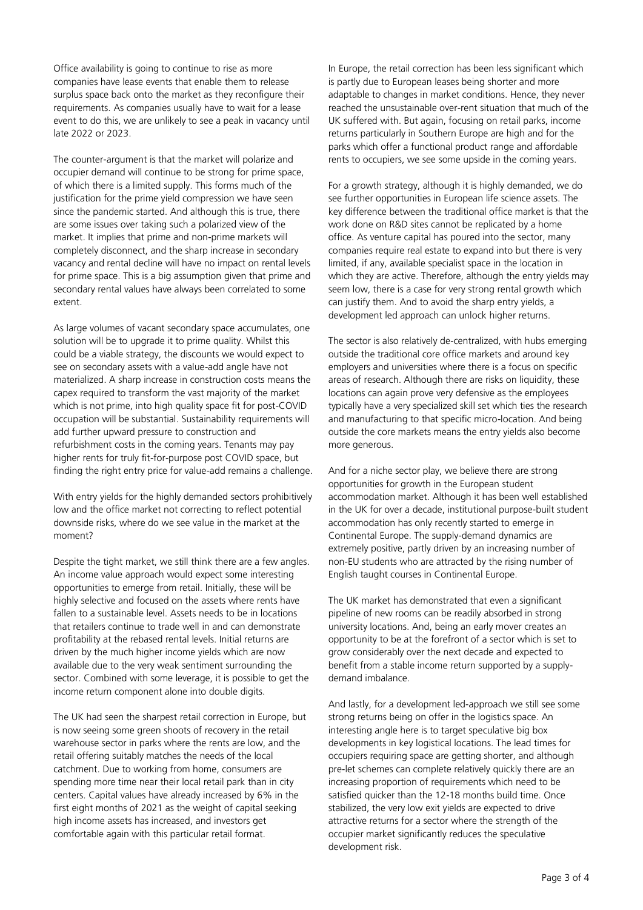Office availability is going to continue to rise as more companies have lease events that enable them to release surplus space back onto the market as they reconfigure their requirements. As companies usually have to wait for a lease event to do this, we are unlikely to see a peak in vacancy until late 2022 or 2023.

The counter-argument is that the market will polarize and occupier demand will continue to be strong for prime space, of which there is a limited supply. This forms much of the justification for the prime yield compression we have seen since the pandemic started. And although this is true, there are some issues over taking such a polarized view of the market. It implies that prime and non-prime markets will completely disconnect, and the sharp increase in secondary vacancy and rental decline will have no impact on rental levels for prime space. This is a big assumption given that prime and secondary rental values have always been correlated to some extent.

As large volumes of vacant secondary space accumulates, one solution will be to upgrade it to prime quality. Whilst this could be a viable strategy, the discounts we would expect to see on secondary assets with a value-add angle have not materialized. A sharp increase in construction costs means the capex required to transform the vast majority of the market which is not prime, into high quality space fit for post-COVID occupation will be substantial. Sustainability requirements will add further upward pressure to construction and refurbishment costs in the coming years. Tenants may pay higher rents for truly fit-for-purpose post COVID space, but finding the right entry price for value-add remains a challenge.

With entry yields for the highly demanded sectors prohibitively low and the office market not correcting to reflect potential downside risks, where do we see value in the market at the moment?

Despite the tight market, we still think there are a few angles. An income value approach would expect some interesting opportunities to emerge from retail. Initially, these will be highly selective and focused on the assets where rents have fallen to a sustainable level. Assets needs to be in locations that retailers continue to trade well in and can demonstrate profitability at the rebased rental levels. Initial returns are driven by the much higher income yields which are now available due to the very weak sentiment surrounding the sector. Combined with some leverage, it is possible to get the income return component alone into double digits.

The UK had seen the sharpest retail correction in Europe, but is now seeing some green shoots of recovery in the retail warehouse sector in parks where the rents are low, and the retail offering suitably matches the needs of the local catchment. Due to working from home, consumers are spending more time near their local retail park than in city centers. Capital values have already increased by 6% in the first eight months of 2021 as the weight of capital seeking high income assets has increased, and investors get comfortable again with this particular retail format.

In Europe, the retail correction has been less significant which is partly due to European leases being shorter and more adaptable to changes in market conditions. Hence, they never reached the unsustainable over-rent situation that much of the UK suffered with. But again, focusing on retail parks, income returns particularly in Southern Europe are high and for the parks which offer a functional product range and affordable rents to occupiers, we see some upside in the coming years.

For a growth strategy, although it is highly demanded, we do see further opportunities in European life science assets. The key difference between the traditional office market is that the work done on R&D sites cannot be replicated by a home office. As venture capital has poured into the sector, many companies require real estate to expand into but there is very limited, if any, available specialist space in the location in which they are active. Therefore, although the entry yields may seem low, there is a case for very strong rental growth which can justify them. And to avoid the sharp entry yields, a development led approach can unlock higher returns.

The sector is also relatively de-centralized, with hubs emerging outside the traditional core office markets and around key employers and universities where there is a focus on specific areas of research. Although there are risks on liquidity, these locations can again prove very defensive as the employees typically have a very specialized skill set which ties the research and manufacturing to that specific micro-location. And being outside the core markets means the entry yields also become more generous.

And for a niche sector play, we believe there are strong opportunities for growth in the European student accommodation market. Although it has been well established in the UK for over a decade, institutional purpose-built student accommodation has only recently started to emerge in Continental Europe. The supply-demand dynamics are extremely positive, partly driven by an increasing number of non-EU students who are attracted by the rising number of English taught courses in Continental Europe.

The UK market has demonstrated that even a significant pipeline of new rooms can be readily absorbed in strong university locations. And, being an early mover creates an opportunity to be at the forefront of a sector which is set to grow considerably over the next decade and expected to benefit from a stable income return supported by a supply-demand imbalance.

And lastly, for a development led-approach we still see some strong returns being on offer in the logistics space. An interesting angle here is to target speculative big box developments in key logistical locations. The lead times for occupiers requiring space are getting shorter, and although pre-let schemes can complete relatively quickly there are an increasing proportion of requirements which need to be satisfied quicker than the 12-18 months build time. Once stabilized, the very low exit yields are expected to drive attractive returns for a sector where the strength of the occupier market significantly reduces the speculative development risk.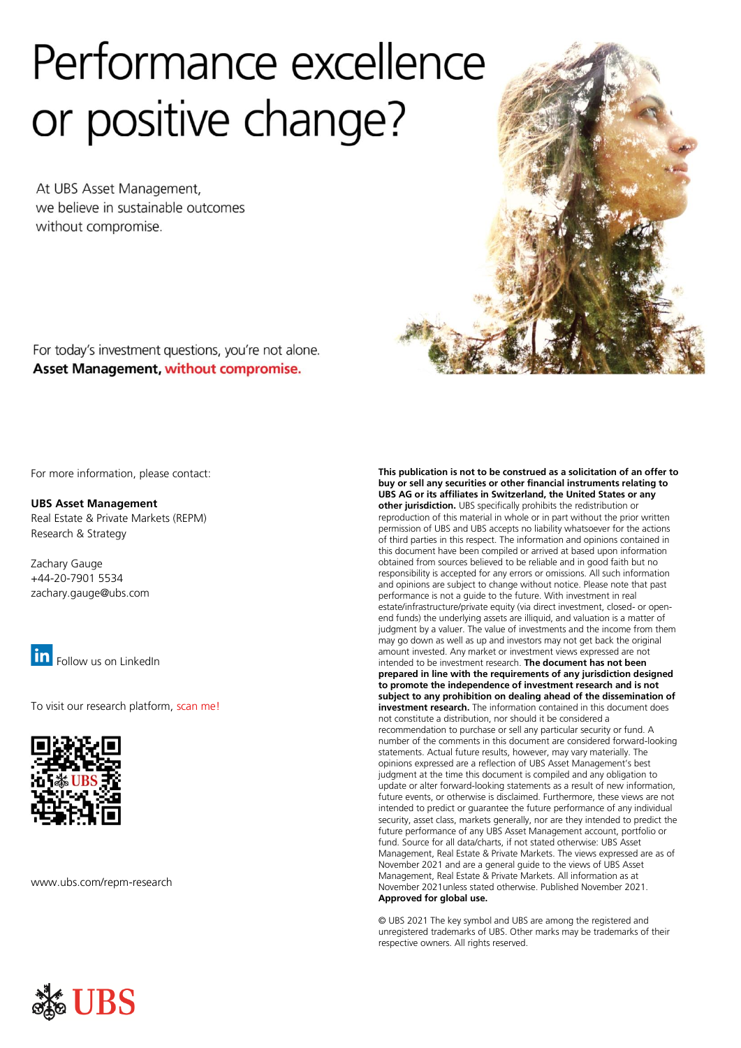# Performance excellence or positive change?

At UBS Asset Management, we believe in sustainable outcomes without compromise.

For today's investment questions, you're not alone.
**Asset Management, without compromise.**

For more information, please contact:

**UBS Asset Management**
Real Estate & Private Markets (REPM)
Research & Strategy

Zachary Gauge
+44-20-7901 5534
zachary.gauge@ubs.com

Follow us on LinkedIn

To visit our research platform, scan me!

www.ubs.com/repm-research

**This publication is not to be construed as a solicitation of an offer to buy or sell any securities or other financial instruments relating to UBS AG or its affiliates in Switzerland, the United States or any other jurisdiction.** UBS specifically prohibits the redistribution or reproduction of this material in whole or in part without the prior written permission of UBS and UBS accepts no liability whatsoever for the actions of third parties in this respect. The information and opinions contained in this document have been compiled or arrived at based upon information obtained from sources believed to be reliable and in good faith but no responsibility is accepted for any errors or omissions. All such information and opinions are subject to change without notice. Please note that past performance is not a guide to the future. With investment in real estate/infrastructure/private equity (via direct investment, closed- or open-end funds) the underlying assets are illiquid, and valuation is a matter of judgment by a valuer. The value of investments and the income from them may go down as well as up and investors may not get back the original amount invested. Any market or investment views expressed are not intended to be investment research. **The document has not been prepared in line with the requirements of any jurisdiction designed to promote the independence of investment research and is not subject to any prohibition on dealing ahead of the dissemination of investment research.** The information contained in this document does not constitute a distribution, nor should it be considered a recommendation to purchase or sell any particular security or fund. A number of the comments in this document are considered forward-looking statements. Actual future results, however, may vary materially. The opinions expressed are a reflection of UBS Asset Management's best judgment at the time this document is compiled and any obligation to update or alter forward-looking statements as a result of new information, future events, or otherwise is disclaimed. Furthermore, these views are not intended to predict or guarantee the future performance of any individual security, asset class, markets generally, nor are they intended to predict the future performance of any UBS Asset Management account, portfolio or fund. Source for all data/charts, if not stated otherwise: UBS Asset Management, Real Estate & Private Markets. The views expressed are as of November 2021 and are a general guide to the views of UBS Asset Management, Real Estate & Private Markets. All information as at November 2021unless stated otherwise. Published November 2021. **Approved for global use.**

© UBS 2021 The key symbol and UBS are among the registered and unregistered trademarks of UBS. Other marks may be trademarks of their respective owners. All rights reserved.